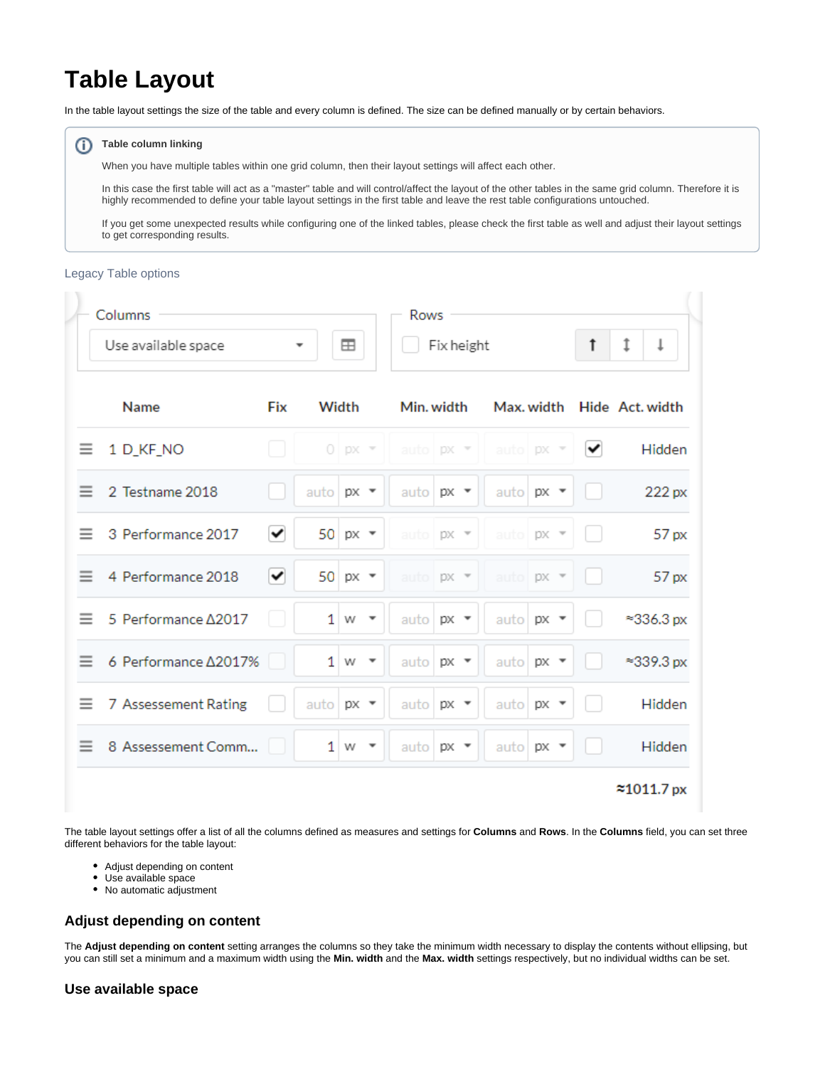# Table Layout

In the table layout settings the size of the table and every column is defined. The size can be defined manually or by certain behaviors.

**Table column linking**

When you have multiple tables within one grid column, then their layout settings will affect each other.

In this case the first table will act as a "master" table and will control/affect the layout of the other tables in the same grid column. Therefore it is highly recommended to define your table layout settings in the first table and leave the rest table configurations untouched.

If you get some unexpected results while configuring one of the linked tables, please check the first table as well and adjust their layout settings to get corresponding results.

Legacy Table options

The table layout settings offer a list of all the columns defined as measures and settings for **Columns** and **Rows**. In the **Columns** field, you can set three different behaviors for the table layout:

- Adjust depending on content
- Use available space
- No automatic adjustment

## Adjust depending on content

The **Adjust depending on content** setting arranges the columns so they take the minimum width necessary to display the contents without ellipsing, but you can still set a minimum and a maximum width using the **Min. width** and the **Max. width** settings respectively, but no individual widths can be set.

## Use available space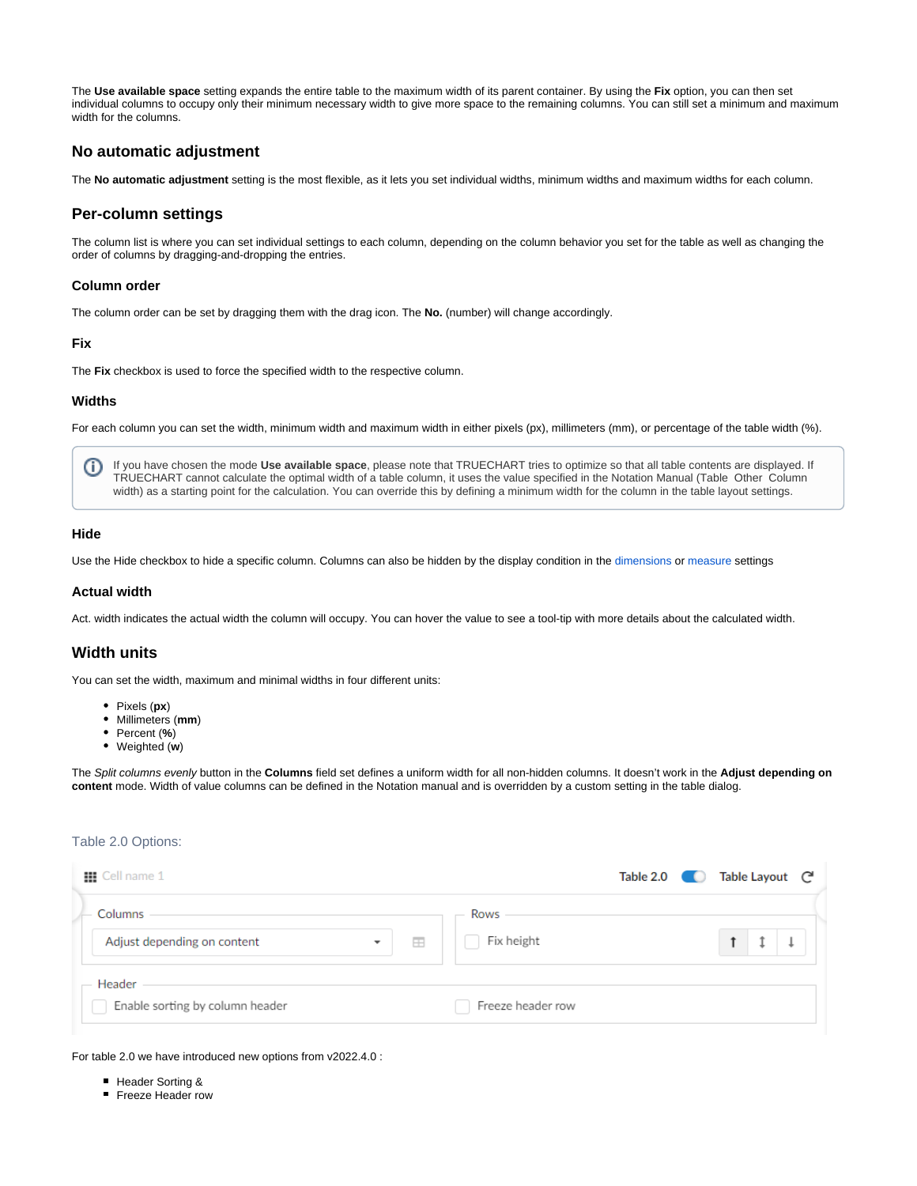The **Use available space** setting expands the entire table to the maximum width of its parent container. By using the **Fix** option, you can then set individual columns to occupy only their minimum necessary width to give more space to the remaining columns. You can still set a minimum and maximum width for the columns.

## No automatic adjustment

The **No automatic adjustment** setting is the most flexible, as it lets you set individual widths, minimum widths and maximum widths for each column.

## Per-column settings

The column list is where you can set individual settings to each column, depending on the column behavior you set for the table as well as changing the order of columns by dragging-and-dropping the entries.

### Column order

The column order can be set by dragging them with the drag icon. The **No.** (number) will change accordingly.

### Fix

The **Fix** checkbox is used to force the specified width to the respective column.

### Widths

For each column you can set the width, minimum width and maximum width in either pixels (px), millimeters (mm), or percentage of the table width (%).

> If you have chosen the mode **Use available space**, please note that TRUECHART tries to optimize so that all table contents are displayed. If TRUECHART cannot calculate the optimal width of a table column, it uses the value specified in the Notation Manual (Table  Other  Column width) as a starting point for the calculation. You can override this by defining a minimum width for the column in the table layout settings.

### Hide

Use the Hide checkbox to hide a specific column. Columns can also be hidden by the display condition in the dimensions or measure settings

### Actual width

Act. width indicates the actual width the column will occupy. You can hover the value to see a tool-tip with more details about the calculated width.

## Width units

You can set the width, maximum and minimal widths in four different units:

- Pixels (**px**)
- Millimeters (**mm**)
- Percent (**%**)
- Weighted (**w**)

The *Split columns evenly* button in the **Columns** field set defines a uniform width for all non-hidden columns. It doesn't work in the **Adjust depending on content** mode. Width of value columns can be defined in the Notation manual and is overridden by a custom setting in the table dialog.

Table 2.0 Options:

Cell name 1 | Table 2.0 | Table Layout

Columns: Adjust depending on content

Rows: Fix height

Header: Enable sorting by column header | Freeze header row

For table 2.0 we have introduced new options from v2022.4.0 :

- Header Sorting &
- Freeze Header row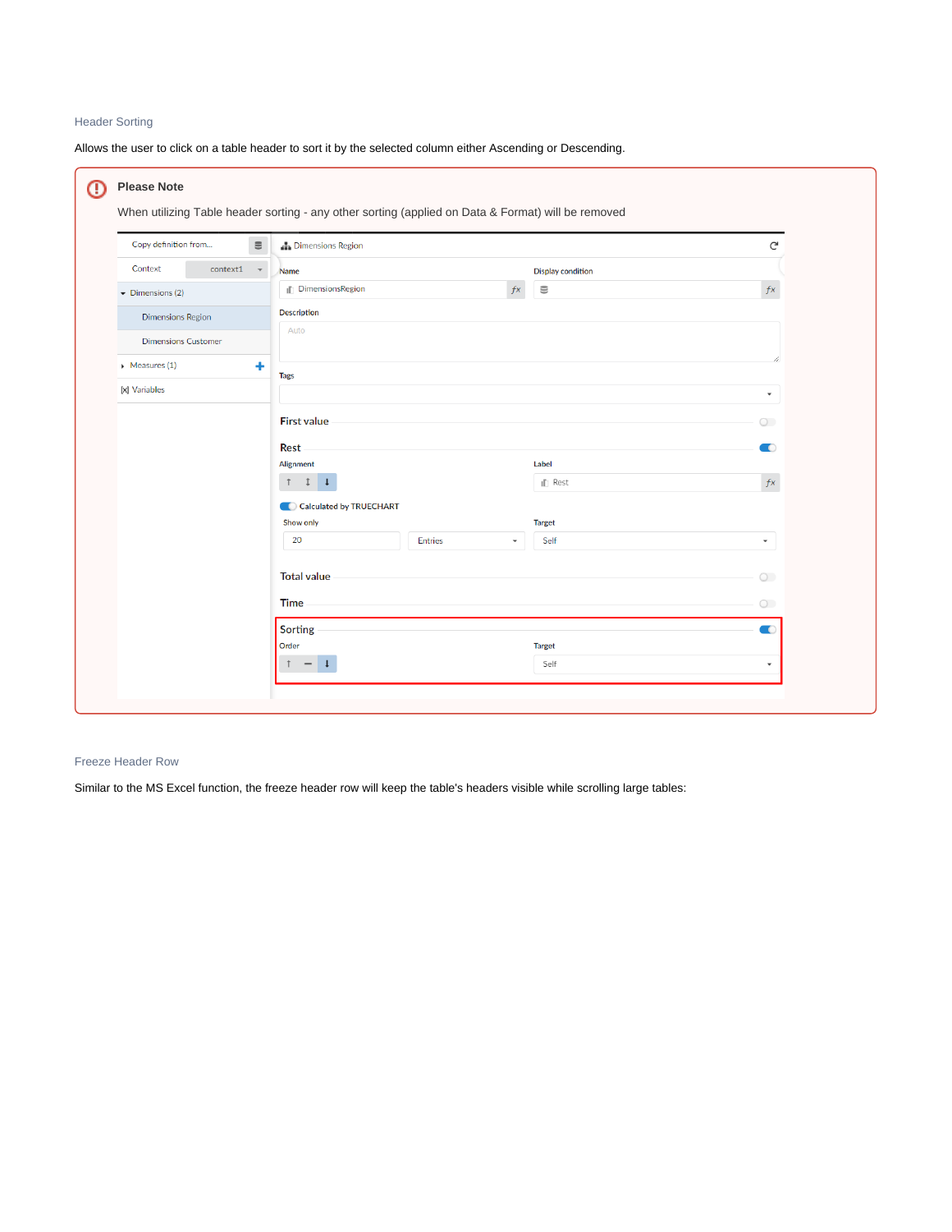### Header Sorting

Allows the user to click on a table header to sort it by the selected column either Ascending or Descending.

> **Please Note**
>
> When utilizing Table header sorting - any other sorting (applied on Data & Format) will be removed

### Freeze Header Row

Similar to the MS Excel function, the freeze header row will keep the table's headers visible while scrolling large tables: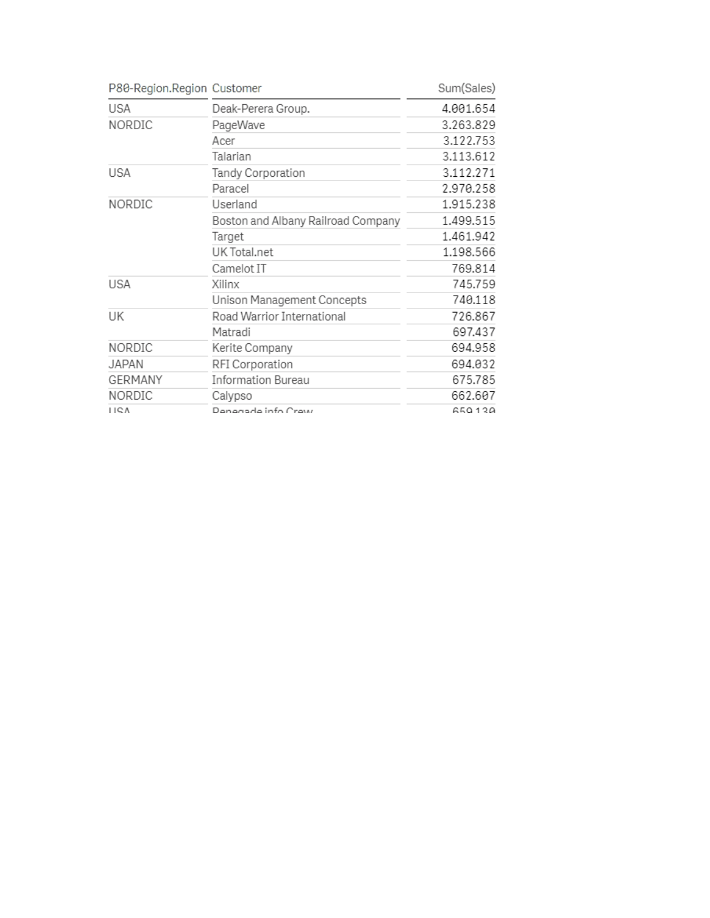| P80-Region.Region | Customer | Sum(Sales) |
|---|---|---|
| USA | Deak-Perera Group. | 4.001.654 |
| NORDIC | PageWave | 3.263.829 |
| | Acer | 3.122.753 |
| | Talarian | 3.113.612 |
| USA | Tandy Corporation | 3.112.271 |
| | Paracel | 2.970.258 |
| NORDIC | Userland | 1.915.238 |
| | Boston and Albany Railroad Company | 1.499.515 |
| | Target | 1.461.942 |
| | UK Total.net | 1.198.566 |
| | Camelot IT | 769.814 |
| USA | Xilinx | 745.759 |
| | Unison Management Concepts | 740.118 |
| UK | Road Warrior International | 726.867 |
| | Matradi | 697.437 |
| NORDIC | Kerite Company | 694.958 |
| JAPAN | RFI Corporation | 694.032 |
| GERMANY | Information Bureau | 675.785 |
| NORDIC | Calypso | 662.607 |
| USA | Renegade info Crew | 659.130 |